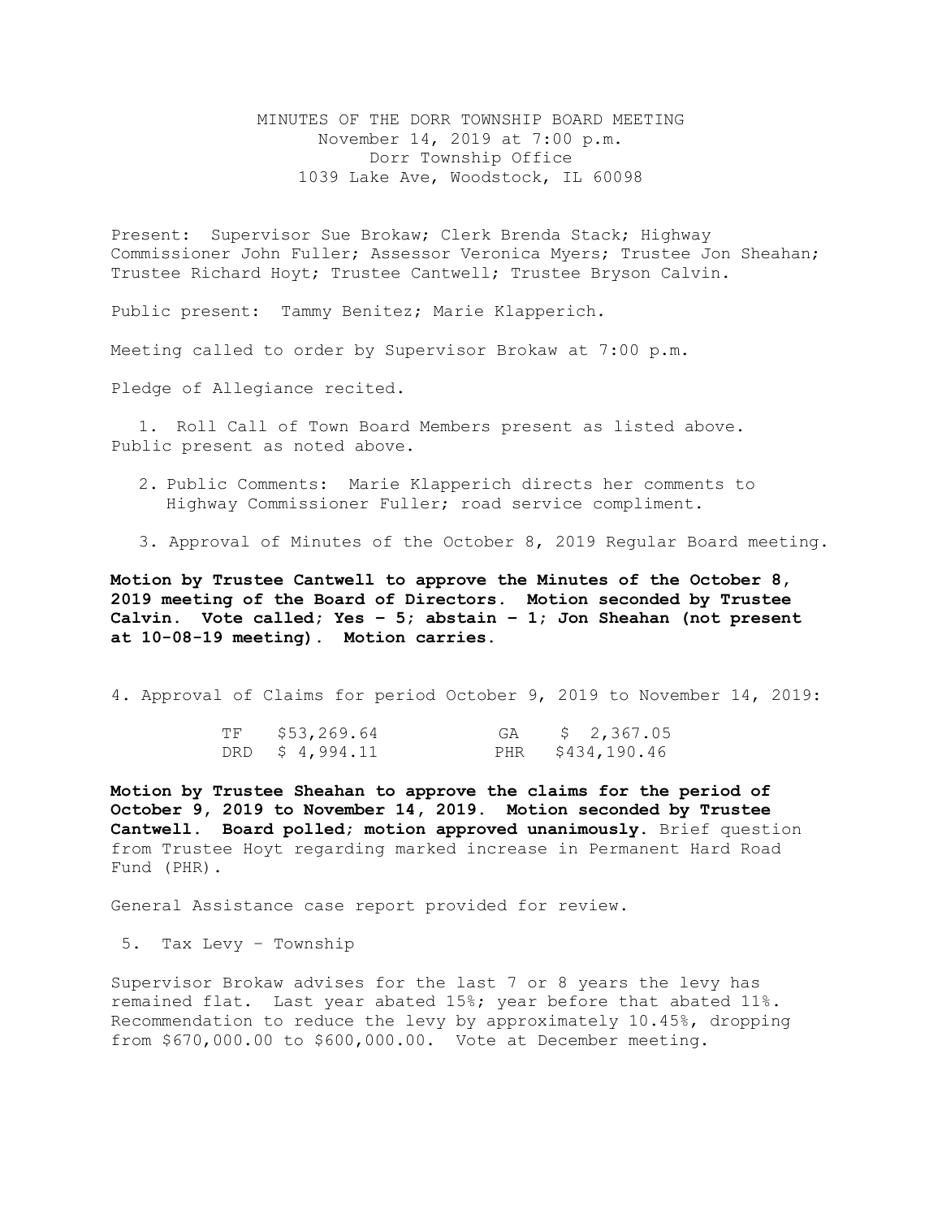MINUTES OF THE DORR TOWNSHIP BOARD MEETING
November 14, 2019 at 7:00 p.m.
Dorr Township Office
1039 Lake Ave, Woodstock, IL 60098

Present: Supervisor Sue Brokaw; Clerk Brenda Stack; Highway Commissioner John Fuller; Assessor Veronica Myers; Trustee Jon Sheahan; Trustee Richard Hoyt; Trustee Cantwell; Trustee Bryson Calvin.

Public present: Tammy Benitez; Marie Klapperich.

Meeting called to order by Supervisor Brokaw at 7:00 p.m.

Pledge of Allegiance recited.

1. Roll Call of Town Board Members present as listed above. Public present as noted above.

2. Public Comments: Marie Klapperich directs her comments to Highway Commissioner Fuller; road service compliment.

3. Approval of Minutes of the October 8, 2019 Regular Board meeting.

**Motion by Trustee Cantwell to approve the Minutes of the October 8, 2019 meeting of the Board of Directors. Motion seconded by Trustee Calvin. Vote called; Yes – 5; abstain – 1; Jon Sheahan (not present at 10-08-19 meeting). Motion carries.**

4. Approval of Claims for period October 9, 2019 to November 14, 2019:

| | | | |
|---|---|---|---|
| TF | \$53,269.64 | GA | \$ 2,367.05 |
| DRD | \$ 4,994.11 | PHR | \$434,190.46 |

**Motion by Trustee Sheahan to approve the claims for the period of October 9, 2019 to November 14, 2019. Motion seconded by Trustee Cantwell. Board polled; motion approved unanimously.** Brief question from Trustee Hoyt regarding marked increase in Permanent Hard Road Fund (PHR).

General Assistance case report provided for review.

5. Tax Levy – Township

Supervisor Brokaw advises for the last 7 or 8 years the levy has remained flat. Last year abated 15%; year before that abated 11%. Recommendation to reduce the levy by approximately 10.45%, dropping from \$670,000.00 to \$600,000.00. Vote at December meeting.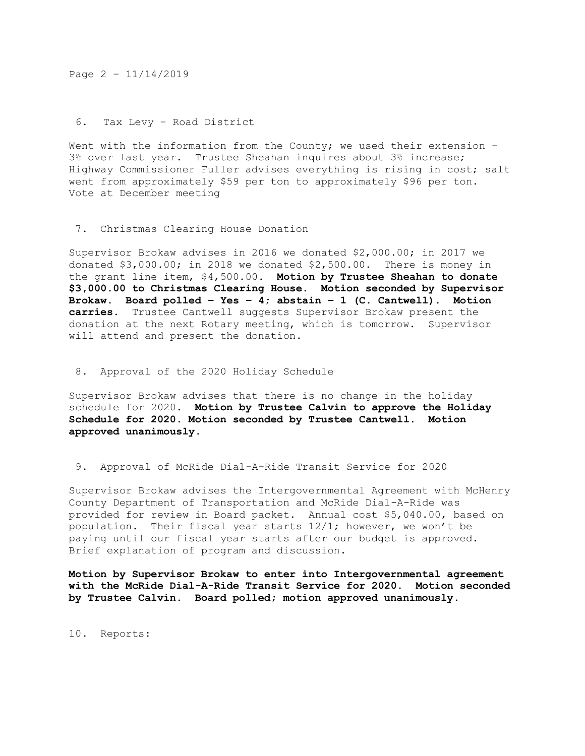6. Tax Levy – Road District

Went with the information from the County; we used their extension – 3% over last year. Trustee Sheahan inquires about 3% increase; Highway Commissioner Fuller advises everything is rising in cost; salt went from approximately $59 per ton to approximately $96 per ton. Vote at December meeting

7. Christmas Clearing House Donation

Supervisor Brokaw advises in 2016 we donated $2,000.00; in 2017 we donated $3,000.00; in 2018 we donated $2,500.00. There is money in the grant line item, $4,500.00. **Motion by Trustee Sheahan to donate $3,000.00 to Christmas Clearing House. Motion seconded by Supervisor Brokaw. Board polled – Yes – 4; abstain – 1 (C. Cantwell). Motion carries.** Trustee Cantwell suggests Supervisor Brokaw present the donation at the next Rotary meeting, which is tomorrow. Supervisor will attend and present the donation.

8. Approval of the 2020 Holiday Schedule

Supervisor Brokaw advises that there is no change in the holiday schedule for 2020. **Motion by Trustee Calvin to approve the Holiday Schedule for 2020. Motion seconded by Trustee Cantwell. Motion approved unanimously.**

9. Approval of McRide Dial-A-Ride Transit Service for 2020

Supervisor Brokaw advises the Intergovernmental Agreement with McHenry County Department of Transportation and McRide Dial-A-Ride was provided for review in Board packet. Annual cost $5,040.00, based on population. Their fiscal year starts 12/1; however, we won't be paying until our fiscal year starts after our budget is approved. Brief explanation of program and discussion.

**Motion by Supervisor Brokaw to enter into Intergovernmental agreement with the McRide Dial-A-Ride Transit Service for 2020. Motion seconded by Trustee Calvin. Board polled; motion approved unanimously.**

10. Reports: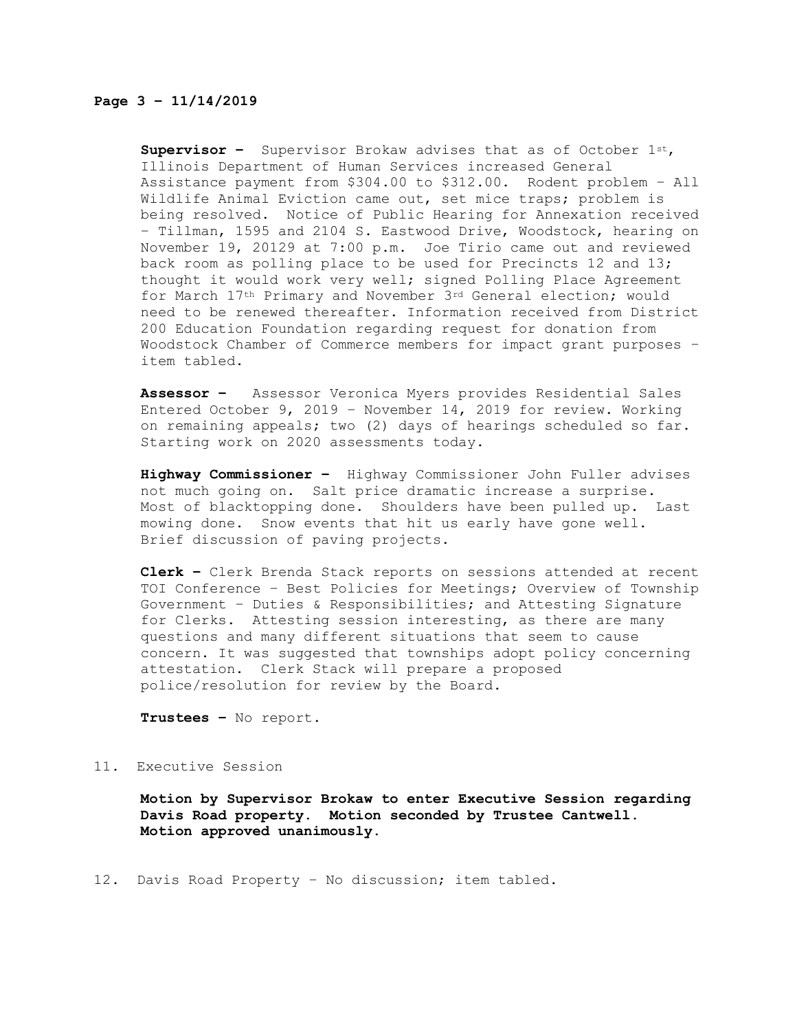**Supervisor –** Supervisor Brokaw advises that as of October 1st, Illinois Department of Human Services increased General Assistance payment from $304.00 to $312.00. Rodent problem – All Wildlife Animal Eviction came out, set mice traps; problem is being resolved. Notice of Public Hearing for Annexation received – Tillman, 1595 and 2104 S. Eastwood Drive, Woodstock, hearing on November 19, 20129 at 7:00 p.m. Joe Tirio came out and reviewed back room as polling place to be used for Precincts 12 and 13; thought it would work very well; signed Polling Place Agreement for March 17th Primary and November 3rd General election; would need to be renewed thereafter. Information received from District 200 Education Foundation regarding request for donation from Woodstock Chamber of Commerce members for impact grant purposes – item tabled.

**Assessor –** Assessor Veronica Myers provides Residential Sales Entered October 9, 2019 – November 14, 2019 for review. Working on remaining appeals; two (2) days of hearings scheduled so far. Starting work on 2020 assessments today.

**Highway Commissioner –** Highway Commissioner John Fuller advises not much going on. Salt price dramatic increase a surprise. Most of blacktopping done. Shoulders have been pulled up. Last mowing done. Snow events that hit us early have gone well. Brief discussion of paving projects.

**Clerk –** Clerk Brenda Stack reports on sessions attended at recent TOI Conference – Best Policies for Meetings; Overview of Township Government – Duties & Responsibilities; and Attesting Signature for Clerks. Attesting session interesting, as there are many questions and many different situations that seem to cause concern. It was suggested that townships adopt policy concerning attestation. Clerk Stack will prepare a proposed police/resolution for review by the Board.

**Trustees –** No report.

11. Executive Session

**Motion by Supervisor Brokaw to enter Executive Session regarding Davis Road property. Motion seconded by Trustee Cantwell. Motion approved unanimously.**

12. Davis Road Property – No discussion; item tabled.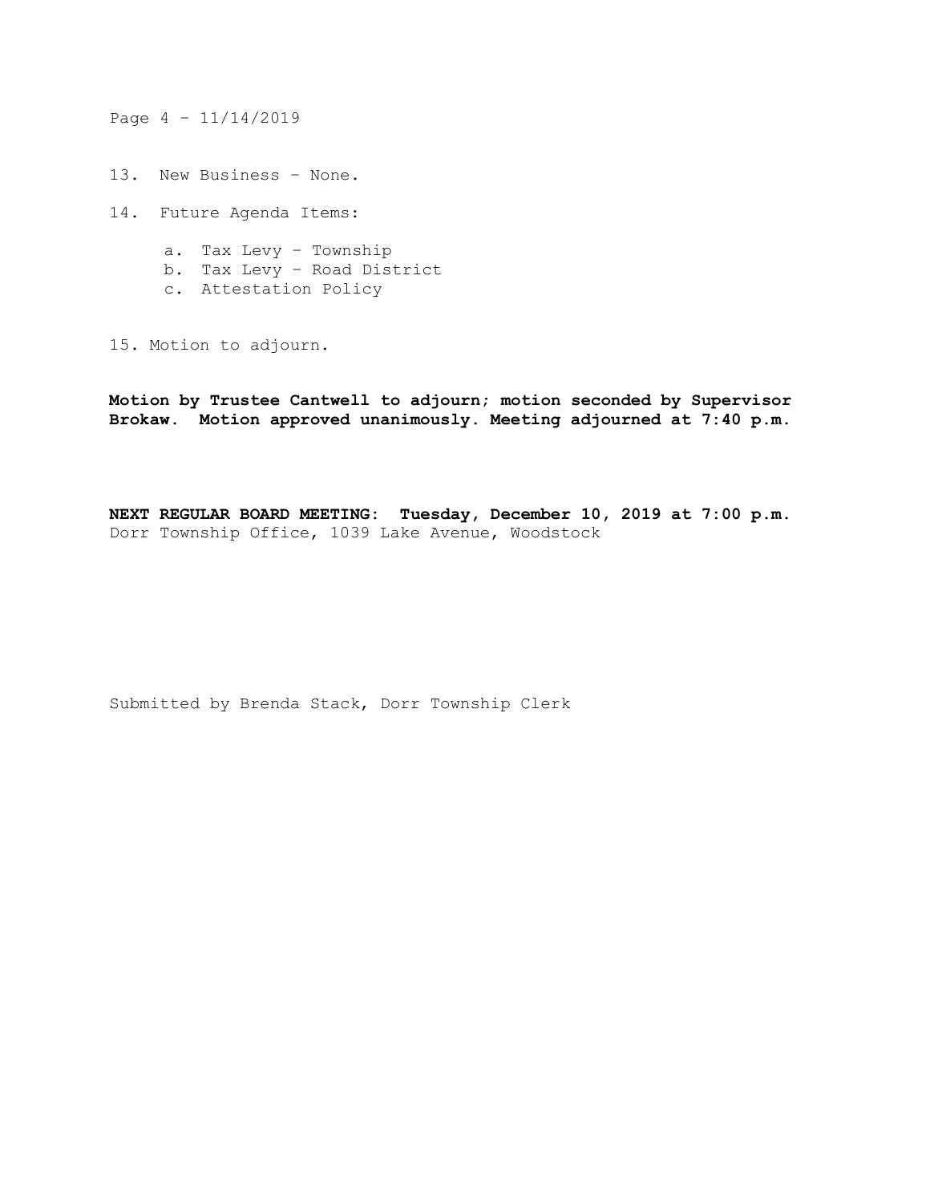13. New Business – None.

14. Future Agenda Items:

    a. Tax Levy – Township
    b. Tax Levy – Road District
    c. Attestation Policy

15. Motion to adjourn.

**Motion by Trustee Cantwell to adjourn; motion seconded by Supervisor Brokaw. Motion approved unanimously. Meeting adjourned at 7:40 p.m.**

**NEXT REGULAR BOARD MEETING: Tuesday, December 10, 2019 at 7:00 p.m.**
Dorr Township Office, 1039 Lake Avenue, Woodstock

Submitted by Brenda Stack, Dorr Township Clerk